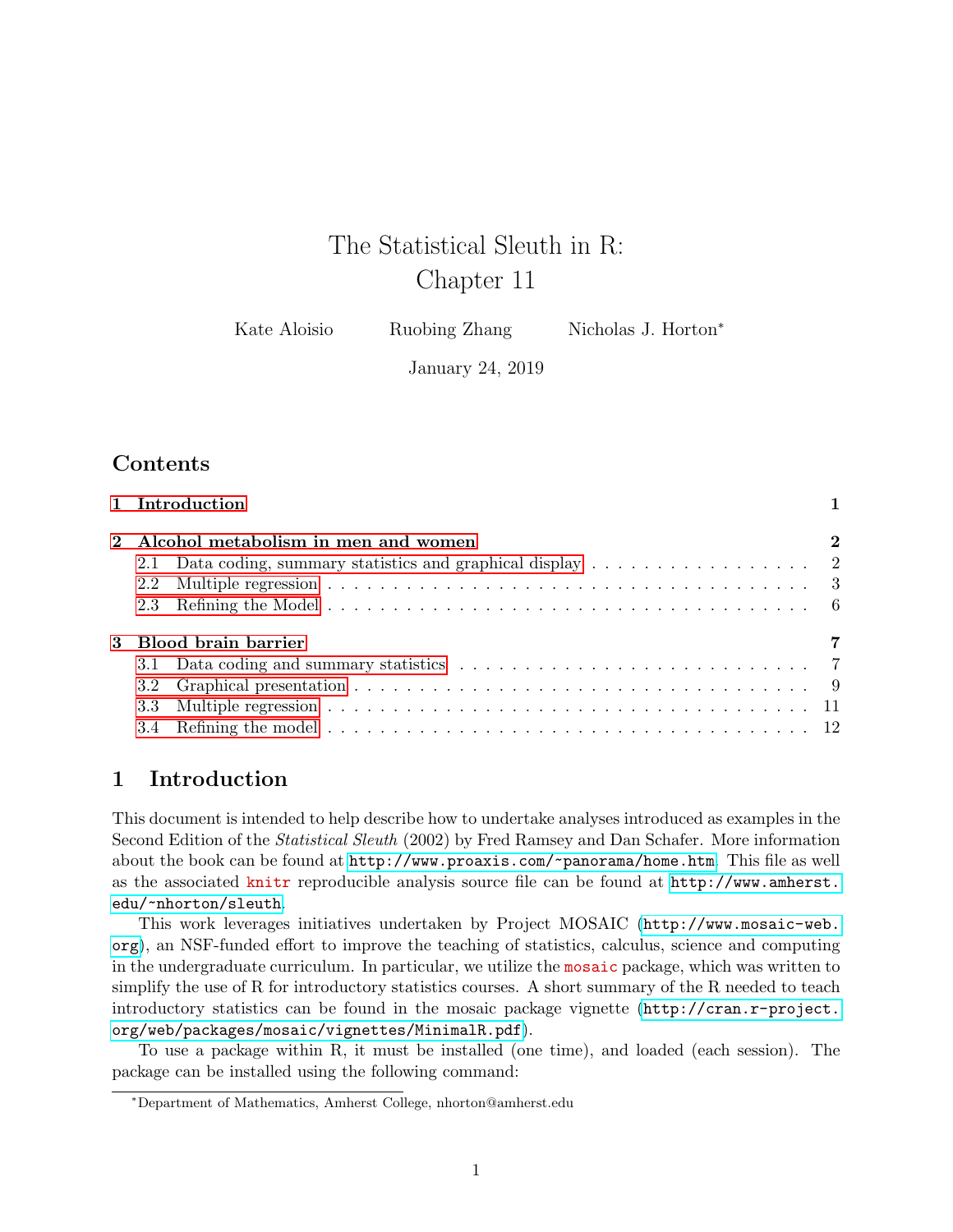# The Statistical Sleuth in R: Chapter 11

Kate Aloisio    Ruobing Zhang    Nicholas J. Horton*

January 24, 2019

## Contents

1 Introduction ... 1

2 Alcohol metabolism in men and women ... 2
- 2.1 Data coding, summary statistics and graphical display ... 2
- 2.2 Multiple regression ... 3
- 2.3 Refining the Model ... 6

3 Blood brain barrier ... 7
- 3.1 Data coding and summary statistics ... 7
- 3.2 Graphical presentation ... 9
- 3.3 Multiple regression ... 11
- 3.4 Refining the model ... 12

## 1 Introduction

This document is intended to help describe how to undertake analyses introduced as examples in the Second Edition of the *Statistical Sleuth* (2002) by Fred Ramsey and Dan Schafer. More information about the book can be found at `http://www.proaxis.com/~panorama/home.htm`. This file as well as the associated `knitr` reproducible analysis source file can be found at `http://www.amherst.edu/~nhorton/sleuth`.

This work leverages initiatives undertaken by Project MOSAIC (`http://www.mosaic-web.org`), an NSF-funded effort to improve the teaching of statistics, calculus, science and computing in the undergraduate curriculum. In particular, we utilize the `mosaic` package, which was written to simplify the use of R for introductory statistics courses. A short summary of the R needed to teach introductory statistics can be found in the mosaic package vignette (`http://cran.r-project.org/web/packages/mosaic/vignettes/MinimalR.pdf`).

To use a package within R, it must be installed (one time), and loaded (each session). The package can be installed using the following command:

*Department of Mathematics, Amherst College, nhorton@amherst.edu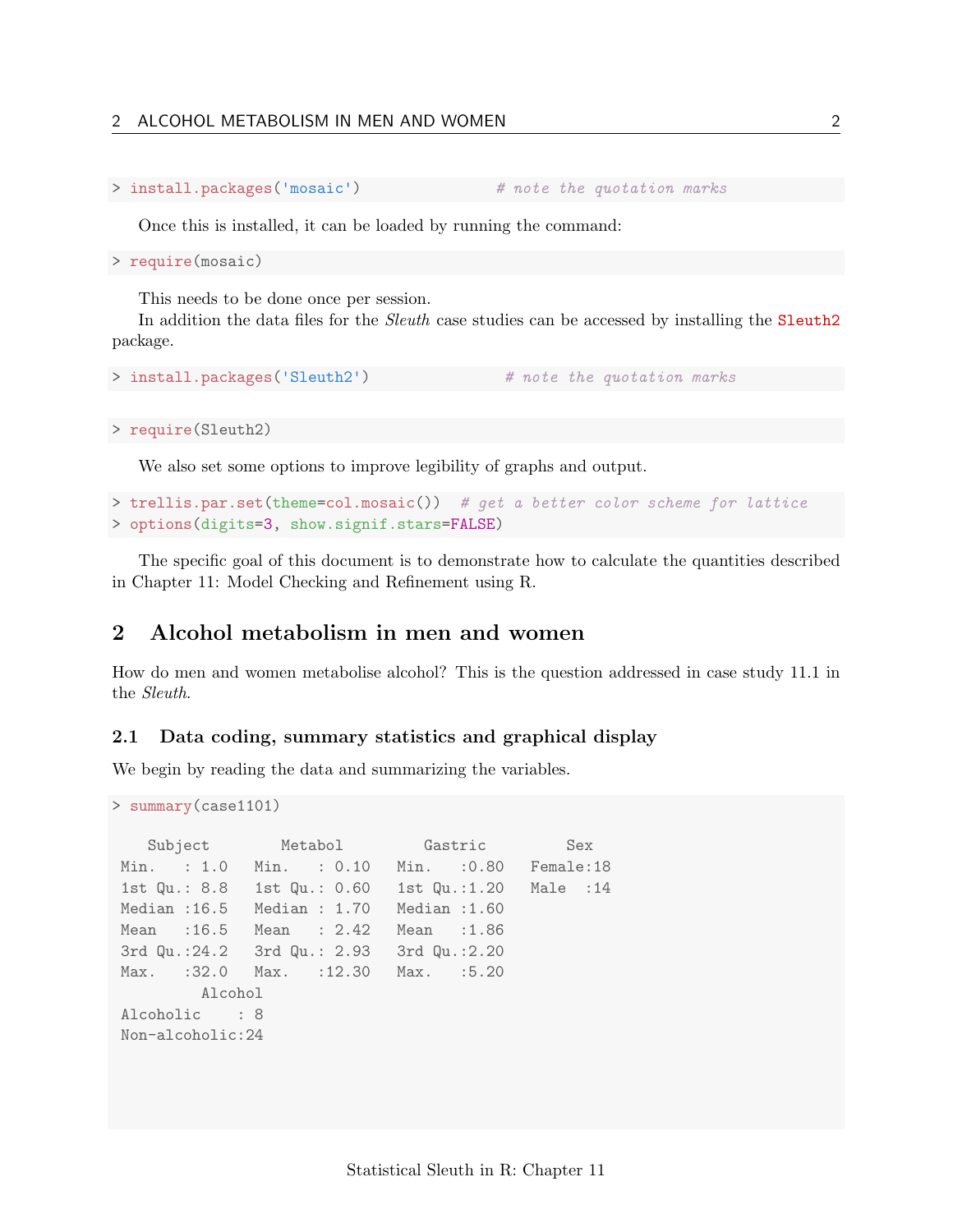```
> install.packages('mosaic')              # note the quotation marks
```

Once this is installed, it can be loaded by running the command:

```
> require(mosaic)
```

This needs to be done once per session.

In addition the data files for the *Sleuth* case studies can be accessed by installing the Sleuth2 package.

```
> install.packages('Sleuth2')             # note the quotation marks
```

```
> require(Sleuth2)
```

We also set some options to improve legibility of graphs and output.

```
> trellis.par.set(theme=col.mosaic())  # get a better color scheme for lattice
> options(digits=3, show.signif.stars=FALSE)
```

The specific goal of this document is to demonstrate how to calculate the quantities described in Chapter 11: Model Checking and Refinement using R.

## 2 Alcohol metabolism in men and women

How do men and women metabolise alcohol? This is the question addressed in case study 11.1 in the *Sleuth*.

### 2.1 Data coding, summary statistics and graphical display

We begin by reading the data and summarizing the variables.

```
> summary(case1101)

    Subject        Metabol         Gastric         Sex    
 Min.   : 1.0   Min.   : 0.10   Min.   :0.80   Female:18  
 1st Qu.: 8.8   1st Qu.: 0.60   1st Qu.:1.20   Male  :14  
 Median :16.5   Median : 1.70   Median :1.60              
 Mean   :16.5   Mean   : 2.42   Mean   :1.86              
 3rd Qu.:24.2   3rd Qu.: 2.93   3rd Qu.:2.20              
 Max.   :32.0   Max.   :12.30   Max.   :5.20              
          Alcohol  
 Alcoholic    : 8  
 Non-alcoholic:24  
```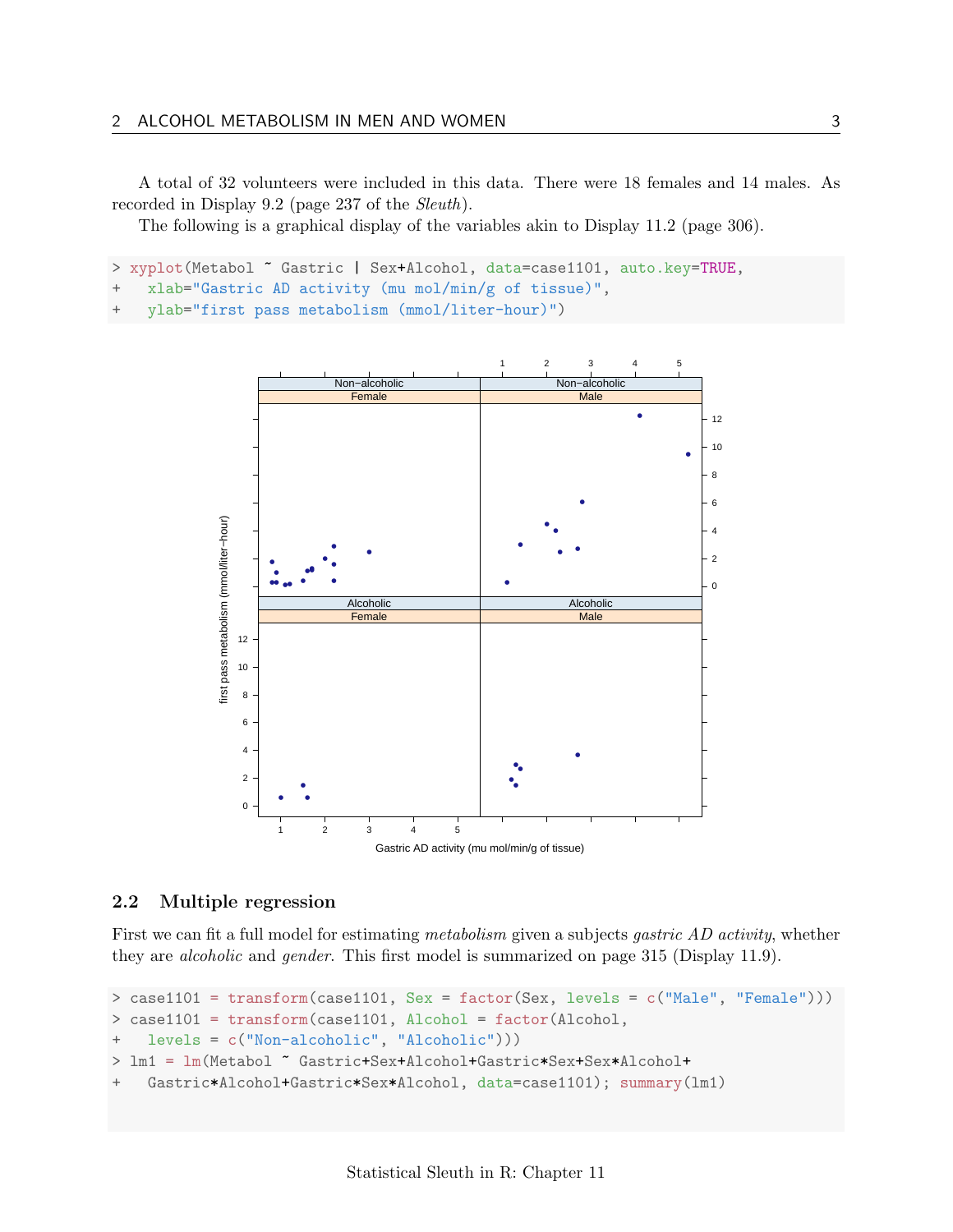A total of 32 volunteers were included in this data. There were 18 females and 14 males. As recorded in Display 9.2 (page 237 of the *Sleuth*).

The following is a graphical display of the variables akin to Display 11.2 (page 306).

```
> xyplot(Metabol ~ Gastric | Sex+Alcohol, data=case1101, auto.key=TRUE,
+   xlab="Gastric AD activity (mu mol/min/g of tissue)",
+   ylab="first pass metabolism (mmol/liter-hour)")
```

Non−alcoholic
Female

Non−alcoholic
Male

Alcoholic
Female

Alcoholic
Male

first pass metabolism (mmol/liter−hour)

0
2
4
6
8
10
12

1
2
3
4
5

Gastric AD activity (mu mol/min/g of tissue)

## 2.2 Multiple regression

First we can fit a full model for estimating *metabolism* given a subjects *gastric AD activity*, whether they are *alcoholic* and *gender*. This first model is summarized on page 315 (Display 11.9).

```
> case1101 = transform(case1101, Sex = factor(Sex, levels = c("Male", "Female")))
> case1101 = transform(case1101, Alcohol = factor(Alcohol,
+   levels = c("Non-alcoholic", "Alcoholic")))
> lm1 = lm(Metabol ~ Gastric+Sex+Alcohol+Gastric*Sex+Sex*Alcohol+
+   Gastric*Alcohol+Gastric*Sex*Alcohol, data=case1101); summary(lm1)
```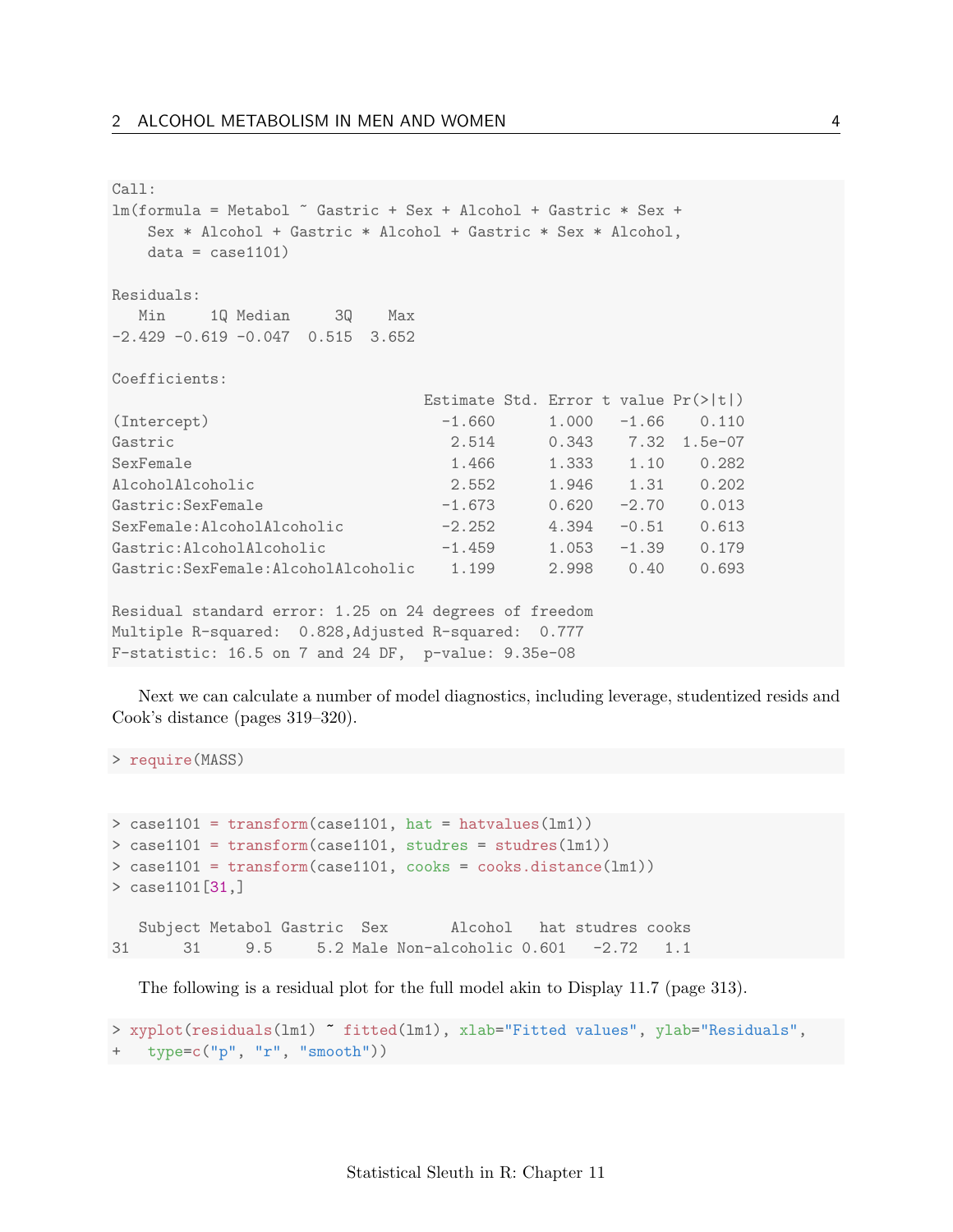```
Call:
lm(formula = Metabol ~ Gastric + Sex + Alcohol + Gastric * Sex +
    Sex * Alcohol + Gastric * Alcohol + Gastric * Sex * Alcohol,
    data = case1101)

Residuals:
   Min     1Q Median     3Q    Max
-2.429 -0.619 -0.047  0.515  3.652

Coefficients:
                                Estimate Std. Error t value Pr(>|t|)
(Intercept)                       -1.660      1.000   -1.66    0.110
Gastric                            2.514      0.343    7.32  1.5e-07
SexFemale                          1.466      1.333    1.10    0.282
AlcoholAlcoholic                   2.552      1.946    1.31    0.202
Gastric:SexFemale                 -1.673      0.620   -2.70    0.013
SexFemale:AlcoholAlcoholic        -2.252      4.394   -0.51    0.613
Gastric:AlcoholAlcoholic          -1.459      1.053   -1.39    0.179
Gastric:SexFemale:AlcoholAlcoholic  1.199      2.998    0.40    0.693

Residual standard error: 1.25 on 24 degrees of freedom
Multiple R-squared:  0.828,Adjusted R-squared:  0.777
F-statistic: 16.5 on 7 and 24 DF,  p-value: 9.35e-08
```

Next we can calculate a number of model diagnostics, including leverage, studentized resids and Cook's distance (pages 319–320).

```
> require(MASS)
```

```
> case1101 = transform(case1101, hat = hatvalues(lm1))
> case1101 = transform(case1101, studres = studres(lm1))
> case1101 = transform(case1101, cooks = cooks.distance(lm1))
> case1101[31,]

   Subject Metabol Gastric  Sex       Alcohol   hat studres cooks
31      31     9.5     5.2 Male Non-alcoholic 0.601   -2.72   1.1
```

The following is a residual plot for the full model akin to Display 11.7 (page 313).

```
> xyplot(residuals(lm1) ~ fitted(lm1), xlab="Fitted values", ylab="Residuals",
+   type=c("p", "r", "smooth"))
```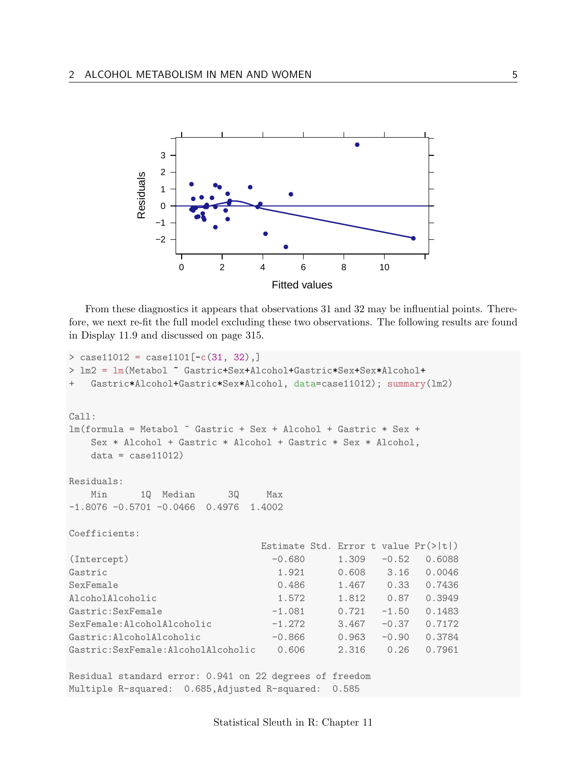Residuals

3
2
1
0
−1
−2

0
2
4
6
8
10

Fitted values

From these diagnostics it appears that observations 31 and 32 may be influential points. Therefore, we next re-fit the full model excluding these two observations. The following results are found in Display 11.9 and discussed on page 315.

```
> case11012 = case1101[-c(31, 32),]
> lm2 = lm(Metabol ~ Gastric+Sex+Alcohol+Gastric*Sex+Sex*Alcohol+
+   Gastric*Alcohol+Gastric*Sex*Alcohol, data=case11012); summary(lm2)


Call:
lm(formula = Metabol ~ Gastric + Sex + Alcohol + Gastric * Sex +
    Sex * Alcohol + Gastric * Alcohol + Gastric * Sex * Alcohol,
    data = case11012)

Residuals:
    Min      1Q  Median      3Q     Max
-1.8076 -0.5701 -0.0466  0.4976  1.4002

Coefficients:
                                   Estimate Std. Error t value Pr(>|t|)
(Intercept)                          -0.680      1.309   -0.52   0.6088
Gastric                               1.921      0.608    3.16   0.0046
SexFemale                             0.486      1.467    0.33   0.7436
AlcoholAlcoholic                      1.572      1.812    0.87   0.3949
Gastric:SexFemale                    -1.081      0.721   -1.50   0.1483
SexFemale:AlcoholAlcoholic           -1.272      3.467   -0.37   0.7172
Gastric:AlcoholAlcoholic             -0.866      0.963   -0.90   0.3784
Gastric:SexFemale:AlcoholAlcoholic    0.606      2.316    0.26   0.7961

Residual standard error: 0.941 on 22 degrees of freedom
Multiple R-squared:  0.685,Adjusted R-squared:  0.585
```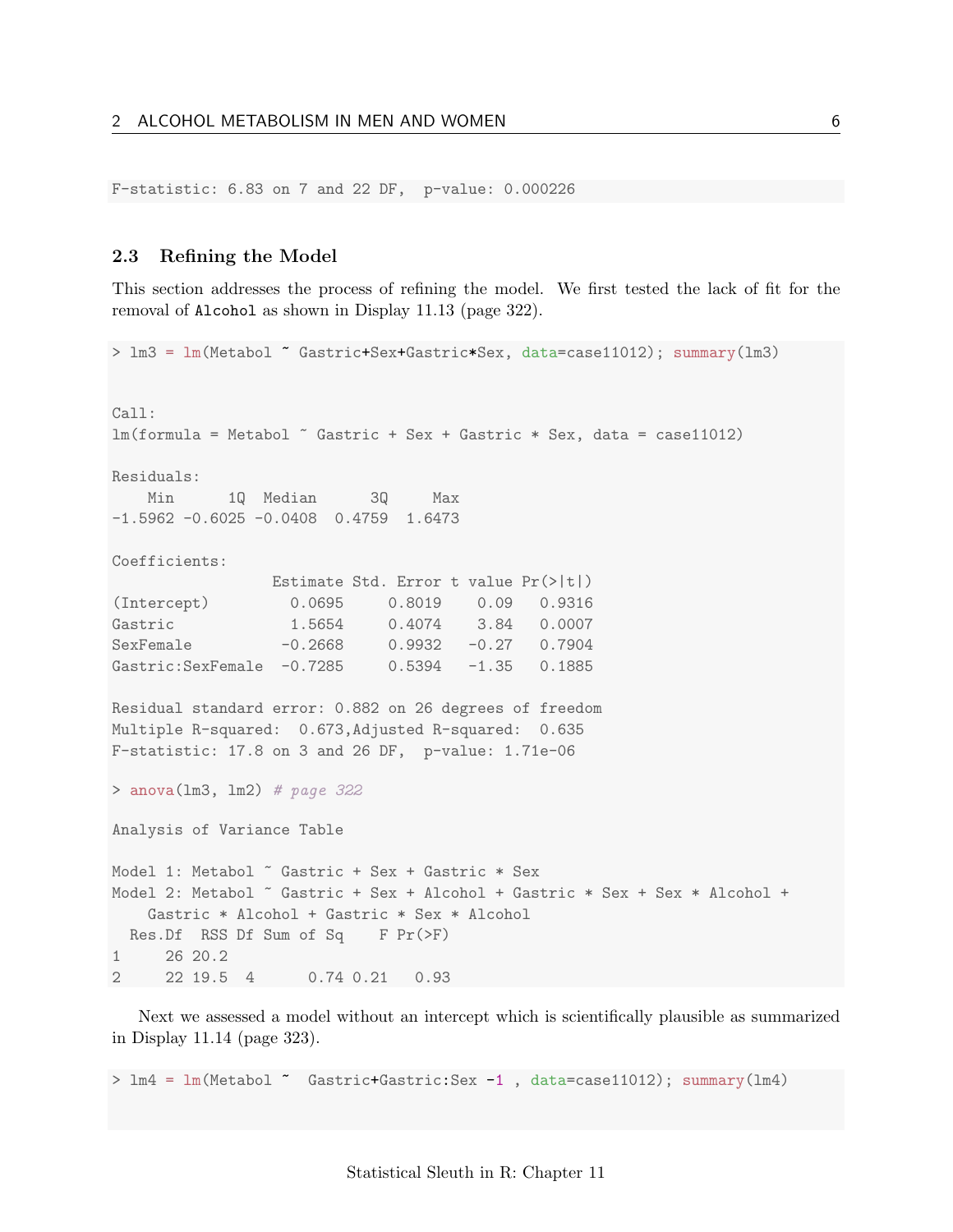```
F-statistic: 6.83 on 7 and 22 DF,  p-value: 0.000226
```

### 2.3 Refining the Model

This section addresses the process of refining the model. We first tested the lack of fit for the removal of `Alcohol` as shown in Display 11.13 (page 322).

```
> lm3 = lm(Metabol ~ Gastric+Sex+Gastric*Sex, data=case11012); summary(lm3)


Call:
lm(formula = Metabol ~ Gastric + Sex + Gastric * Sex, data = case11012)

Residuals:
    Min      1Q  Median      3Q     Max 
-1.5962 -0.6025 -0.0408  0.4759  1.6473 

Coefficients:
                 Estimate Std. Error t value Pr(>|t|)
(Intercept)        0.0695     0.8019    0.09   0.9316
Gastric            1.5654     0.4074    3.84   0.0007
SexFemale         -0.2668     0.9932   -0.27   0.7904
Gastric:SexFemale  -0.7285     0.5394   -1.35   0.1885

Residual standard error: 0.882 on 26 degrees of freedom
Multiple R-squared:  0.673,Adjusted R-squared:  0.635 
F-statistic: 17.8 on 3 and 26 DF,  p-value: 1.71e-06

> anova(lm3, lm2) # page 322

Analysis of Variance Table

Model 1: Metabol ~ Gastric + Sex + Gastric * Sex
Model 2: Metabol ~ Gastric + Sex + Alcohol + Gastric * Sex + Sex * Alcohol + 
    Gastric * Alcohol + Gastric * Sex * Alcohol
  Res.Df  RSS Df Sum of Sq    F Pr(>F)
1     26 20.2                         
2     22 19.5  4      0.74 0.21   0.93
```

Next we assessed a model without an intercept which is scientifically plausible as summarized in Display 11.14 (page 323).

```
> lm4 = lm(Metabol ~  Gastric+Gastric:Sex -1 , data=case11012); summary(lm4)
```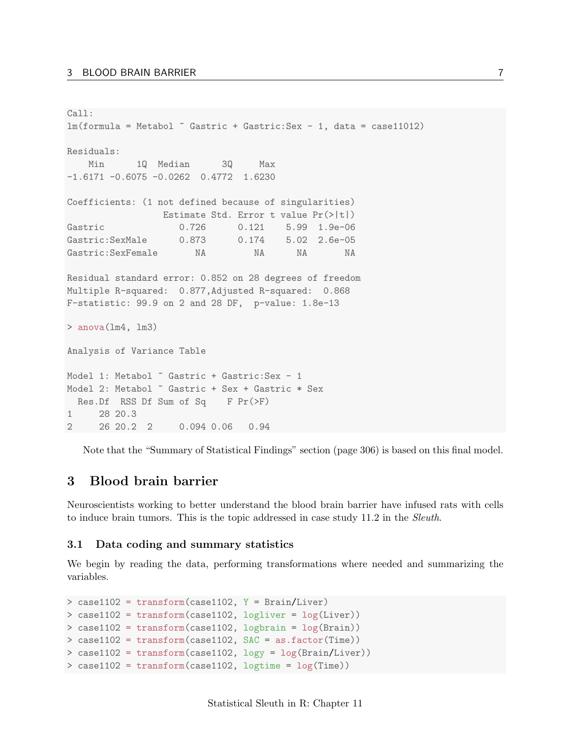```
Call:
lm(formula = Metabol ~ Gastric + Gastric:Sex - 1, data = case11012)

Residuals:
    Min      1Q  Median      3Q     Max 
-1.6171 -0.6075 -0.0262  0.4772  1.6230 

Coefficients: (1 not defined because of singularities)
                  Estimate Std. Error t value Pr(>|t|)
Gastric              0.726      0.121    5.99  1.9e-06
Gastric:SexMale      0.873      0.174    5.02  2.6e-05
Gastric:SexFemale       NA         NA      NA       NA

Residual standard error: 0.852 on 28 degrees of freedom
Multiple R-squared:  0.877,Adjusted R-squared:  0.868 
F-statistic: 99.9 on 2 and 28 DF,  p-value: 1.8e-13

> anova(lm4, lm3)

Analysis of Variance Table

Model 1: Metabol ~ Gastric + Gastric:Sex - 1
Model 2: Metabol ~ Gastric + Sex + Gastric * Sex
  Res.Df  RSS Df Sum of Sq    F Pr(>F)
1     28 20.3                         
2     26 20.2  2     0.094 0.06   0.94
```

Note that the "Summary of Statistical Findings" section (page 306) is based on this final model.

# 3 Blood brain barrier

Neuroscientists working to better understand the blood brain barrier have infused rats with cells to induce brain tumors. This is the topic addressed in case study 11.2 in the *Sleuth*.

## 3.1 Data coding and summary statistics

We begin by reading the data, performing transformations where needed and summarizing the variables.

```
> case1102 = transform(case1102, Y = Brain/Liver)
> case1102 = transform(case1102, logliver = log(Liver))
> case1102 = transform(case1102, logbrain = log(Brain))
> case1102 = transform(case1102, SAC = as.factor(Time))
> case1102 = transform(case1102, logy = log(Brain/Liver))
> case1102 = transform(case1102, logtime = log(Time))
```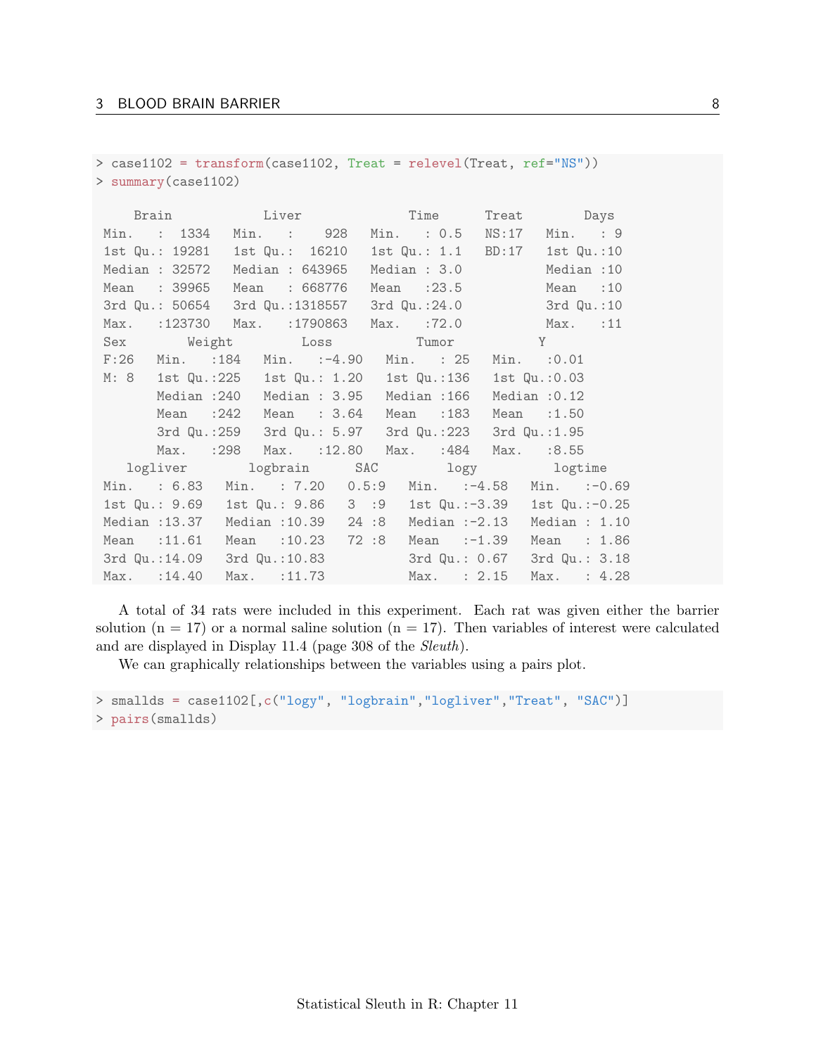```
> case1102 = transform(case1102, Treat = relevel(Treat, ref="NS"))
> summary(case1102)

     Brain            Liver              Time        Treat        Days
 Min.   :  1334   Min.   :    928   Min.   : 0.5   NS:17   Min.   : 9
 1st Qu.: 19281   1st Qu.:  16210   1st Qu.: 1.1   BD:17   1st Qu.:10
 Median : 32572   Median : 643965   Median : 3.0           Median :10
 Mean   : 39965   Mean   : 668776   Mean   :23.5           Mean   :10
 3rd Qu.: 50654   3rd Qu.:1318557   3rd Qu.:24.0           3rd Qu.:10
 Max.   :123730   Max.   :1790863   Max.   :72.0           Max.   :11
 Sex        Weight          Loss            Tumor            Y
 F:26   Min.   :184   Min.   :-4.90   Min.   : 25   Min.   :0.01
 M: 8   1st Qu.:225   1st Qu.: 1.20   1st Qu.:136   1st Qu.:0.03
        Median :240   Median : 3.95   Median :166   Median :0.12
        Mean   :242   Mean   : 3.64   Mean   :183   Mean   :1.50
        3rd Qu.:259   3rd Qu.: 5.97   3rd Qu.:223   3rd Qu.:1.95
        Max.   :298   Max.   :12.80   Max.   :484   Max.   :8.55
    logliver         logbrain        SAC         logy           logtime
 Min.   : 6.83   Min.   : 7.20   0.5:9   Min.   :-4.58   Min.   :-0.69
 1st Qu.: 9.69   1st Qu.: 9.86   3  :9   1st Qu.:-3.39   1st Qu.:-0.25
 Median :13.37   Median :10.39   24 :8   Median :-2.13   Median : 1.10
 Mean   :11.61   Mean   :10.23   72 :8   Mean   :-1.39   Mean   : 1.86
 3rd Qu.:14.09   3rd Qu.:10.83           3rd Qu.: 0.67   3rd Qu.: 3.18
 Max.   :14.40   Max.   :11.73           Max.   : 2.15   Max.   : 4.28
```

A total of 34 rats were included in this experiment. Each rat was given either the barrier solution (n = 17) or a normal saline solution (n = 17). Then variables of interest were calculated and are displayed in Display 11.4 (page 308 of the *Sleuth*).

We can graphically relationships between the variables using a pairs plot.

```
> smallds = case1102[,c("logy", "logbrain","logliver","Treat", "SAC")]
> pairs(smallds)
```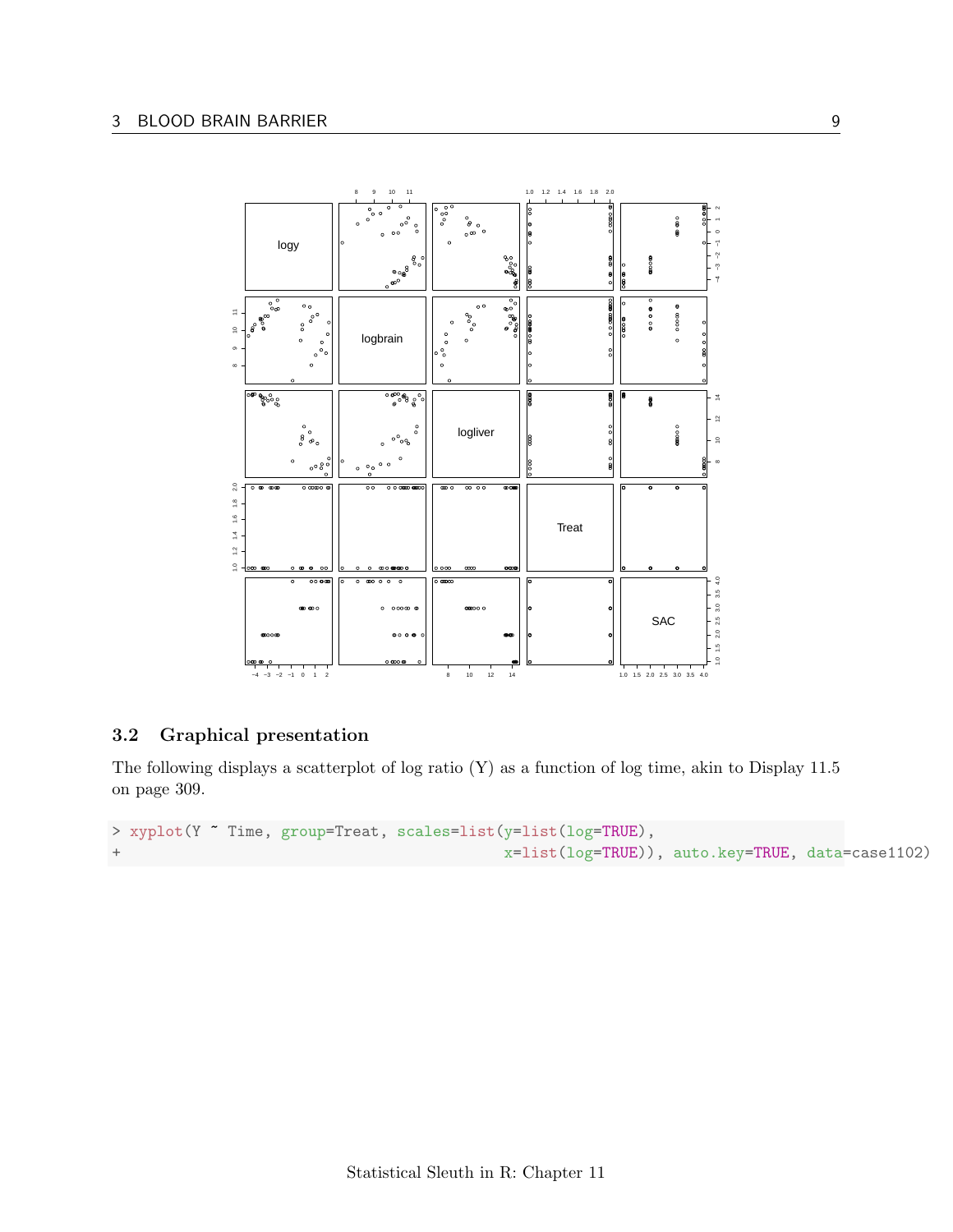logy

logbrain

logliver

Treat

SAC

8 9 10 11

1.0 1.2 1.4 1.6 1.8 2.0

-4 -3 -2 -1 0 1 2

8 9 10 11

8 10 12 14

1.0 1.2 1.4 1.6 1.8 2.0

1.0 1.5 2.0 2.5 3.0 3.5 4.0

-4 -3 -2 -1 0 1 2

8 10 12 14

1.0 1.5 2.0 2.5 3.0 3.5 4.0

### 3.2 Graphical presentation

The following displays a scatterplot of log ratio (Y) as a function of log time, akin to Display 11.5 on page 309.

```
> xyplot(Y ~ Time, group=Treat, scales=list(y=list(log=TRUE),
+                                  x=list(log=TRUE)), auto.key=TRUE, data=case1102)
```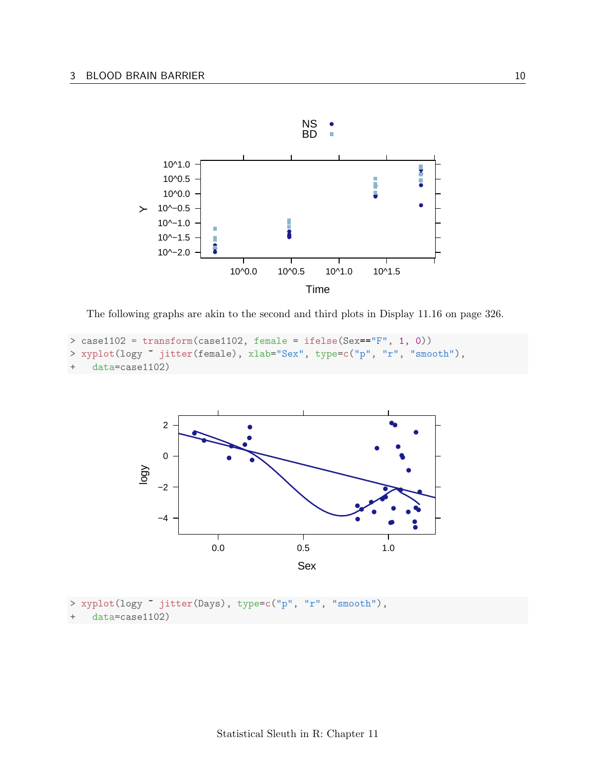NS
BD

10^1.0
10^0.5
10^0.0
10^−0.5
10^−1.0
10^−1.5
10^−2.0

Y

10^0.0
10^0.5
10^1.0
10^1.5

Time

The following graphs are akin to the second and third plots in Display 11.16 on page 326.

```
> case1102 = transform(case1102, female = ifelse(Sex=="F", 1, 0))
> xyplot(logy ~ jitter(female), xlab="Sex", type=c("p", "r", "smooth"),
+   data=case1102)
```

2
0
−2
−4

logy

0.0
0.5
1.0

Sex

```
> xyplot(logy ~ jitter(Days), type=c("p", "r", "smooth"),
+   data=case1102)
```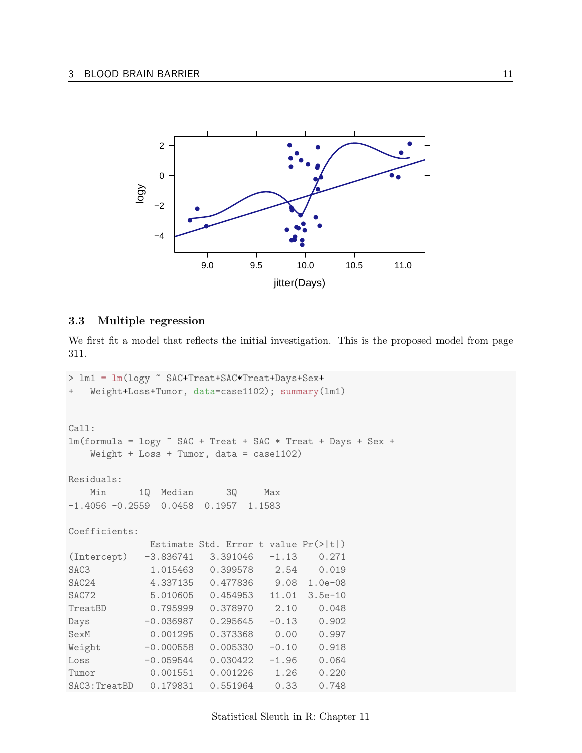2
0
−2
−4
logy
9.0
9.5
10.0
10.5
11.0
jitter(Days)

### 3.3 Multiple regression

We first fit a model that reflects the initial investigation. This is the proposed model from page 311.

```
> lm1 = lm(logy ~ SAC+Treat+SAC*Treat+Days+Sex+
+   Weight+Loss+Tumor, data=case1102); summary(lm1)


Call:
lm(formula = logy ~ SAC + Treat + SAC * Treat + Days + Sex +
    Weight + Loss + Tumor, data = case1102)

Residuals:
    Min      1Q  Median      3Q     Max
-1.4056 -0.2559  0.0458  0.1957  1.1583

Coefficients:
               Estimate Std. Error t value Pr(>|t|)
(Intercept)   -3.836741   3.391046   -1.13    0.271
SAC3           1.015463   0.399578    2.54    0.019
SAC24          4.337135   0.477836    9.08  1.0e-08
SAC72          5.010605   0.454953   11.01  3.5e-10
TreatBD        0.795999   0.378970    2.10    0.048
Days          -0.036987   0.295645   -0.13    0.902
SexM           0.001295   0.373368    0.00    0.997
Weight        -0.000558   0.005330   -0.10    0.918
Loss          -0.059544   0.030422   -1.96    0.064
Tumor          0.001551   0.001226    1.26    0.220
SAC3:TreatBD   0.179831   0.551964    0.33    0.748
```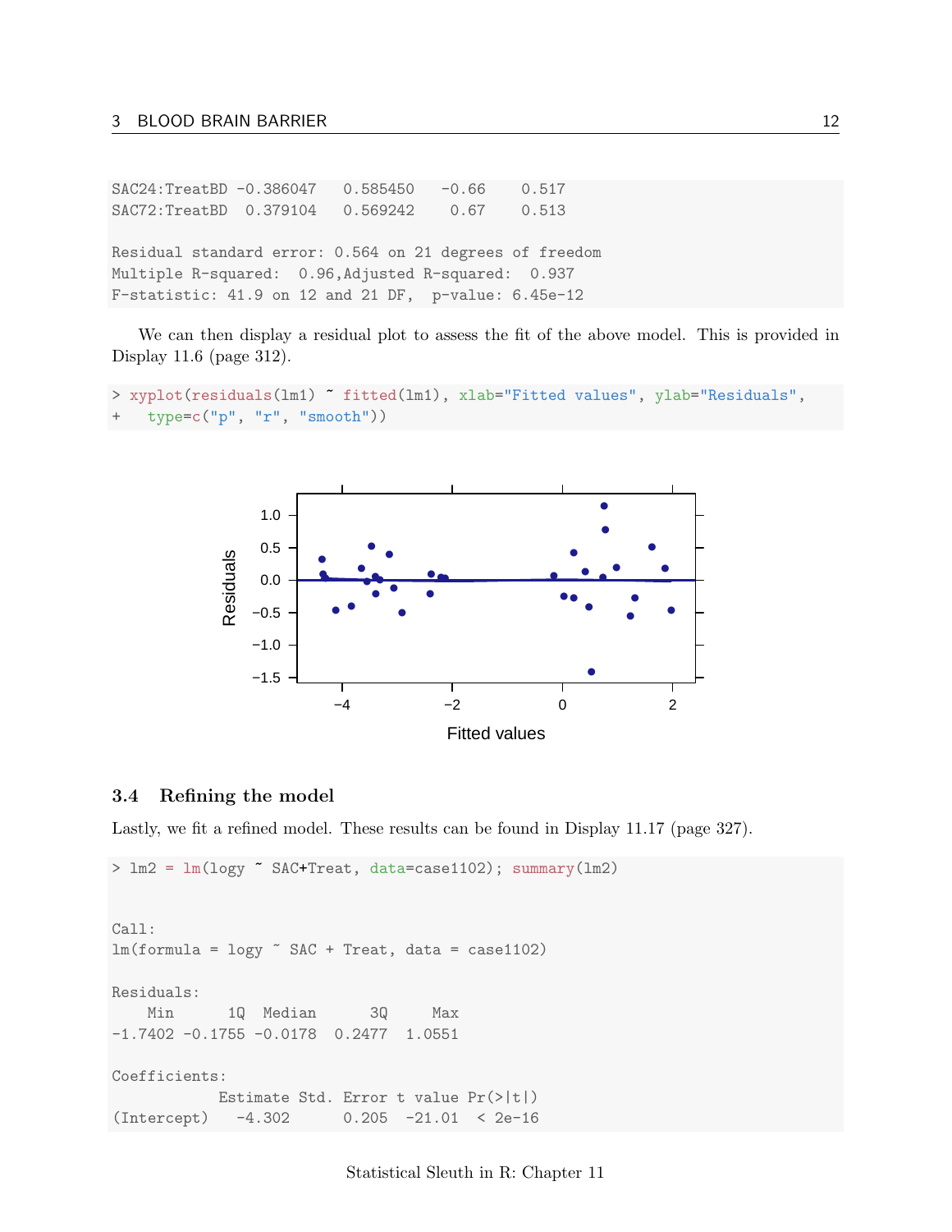```
SAC24:TreatBD -0.386047   0.585450   -0.66    0.517
SAC72:TreatBD  0.379104   0.569242    0.67    0.513

Residual standard error: 0.564 on 21 degrees of freedom
Multiple R-squared:  0.96,Adjusted R-squared:  0.937
F-statistic: 41.9 on 12 and 21 DF,  p-value: 6.45e-12
```

We can then display a residual plot to assess the fit of the above model. This is provided in Display 11.6 (page 312).

```
> xyplot(residuals(lm1) ~ fitted(lm1), xlab="Fitted values", ylab="Residuals",
+   type=c("p", "r", "smooth"))
```

Residuals
1.0
0.5
0.0
−0.5
−1.0
−1.5
−4
−2
0
2
Fitted values

### 3.4 Refining the model

Lastly, we fit a refined model. These results can be found in Display 11.17 (page 327).

```
> lm2 = lm(logy ~ SAC+Treat, data=case1102); summary(lm2)


Call:
lm(formula = logy ~ SAC + Treat, data = case1102)

Residuals:
    Min      1Q  Median      3Q     Max 
-1.7402 -0.1755 -0.0178  0.2477  1.0551 

Coefficients:
            Estimate Std. Error t value Pr(>|t|)
(Intercept)   -4.302      0.205  -21.01  < 2e-16
```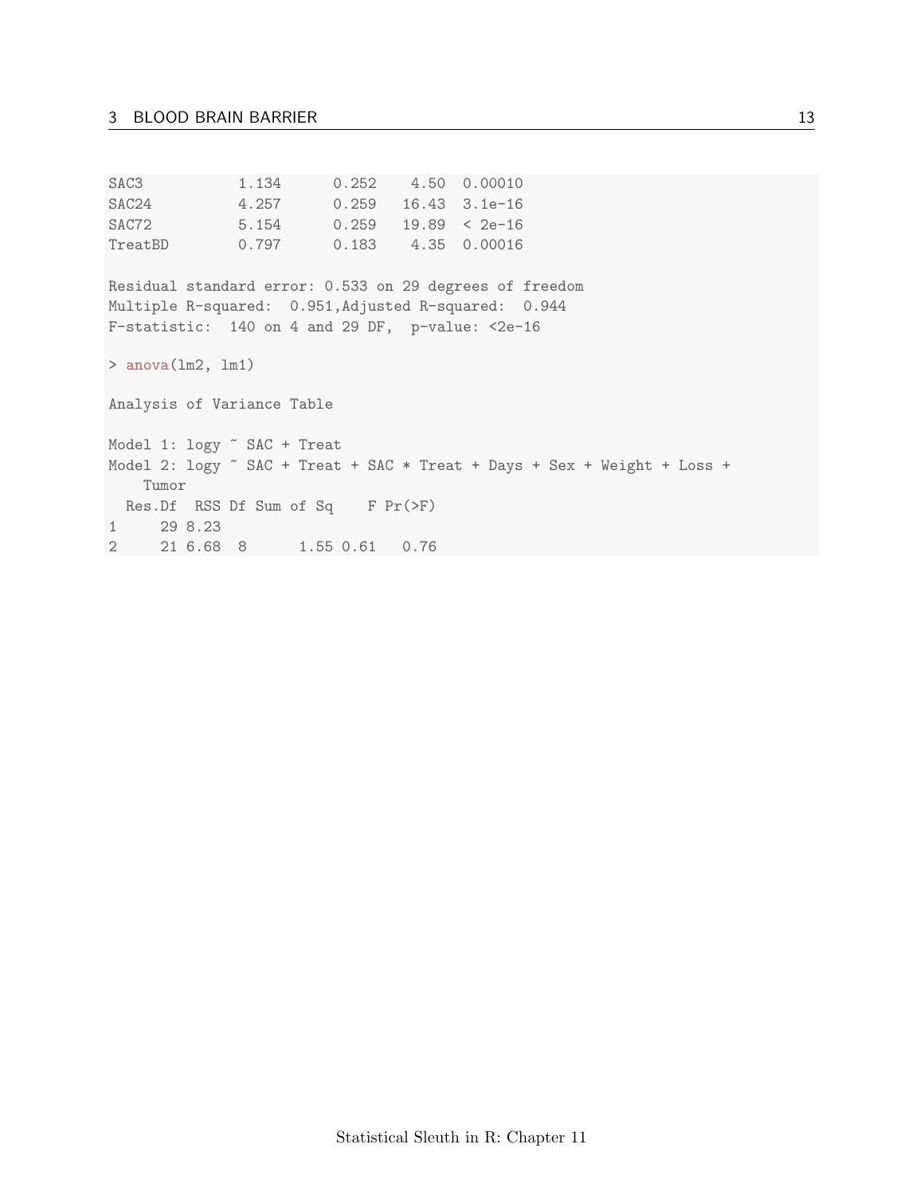```
SAC3           1.134      0.252    4.50  0.00010
SAC24          4.257      0.259   16.43  3.1e-16
SAC72          5.154      0.259   19.89  < 2e-16
TreatBD        0.797      0.183    4.35  0.00016

Residual standard error: 0.533 on 29 degrees of freedom
Multiple R-squared:  0.951,Adjusted R-squared:  0.944
F-statistic:  140 on 4 and 29 DF,  p-value: <2e-16

> anova(lm2, lm1)

Analysis of Variance Table

Model 1: logy ~ SAC + Treat
Model 2: logy ~ SAC + Treat + SAC * Treat + Days + Sex + Weight + Loss +
    Tumor
  Res.Df  RSS Df Sum of Sq    F Pr(>F)
1     29 8.23
2     21 6.68  8      1.55 0.61   0.76
```